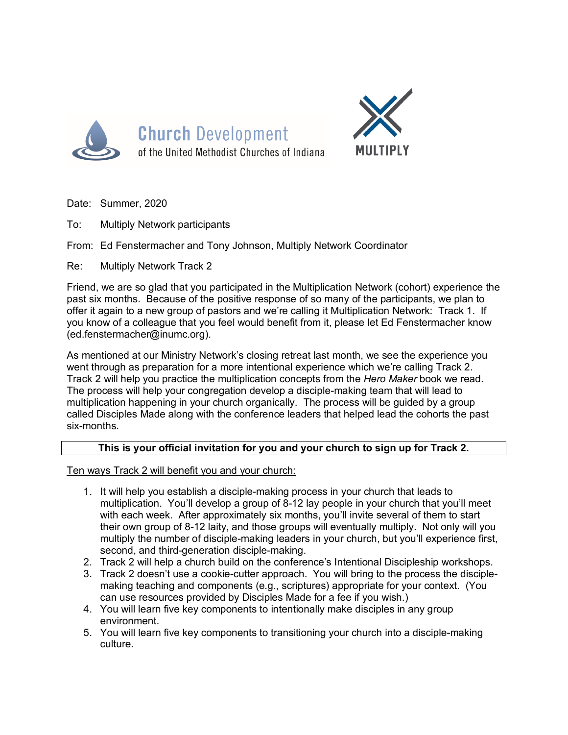Church Development
of the United Methodist Churches of Indiana

MULTIPLY

Date: Summer, 2020

To: Multiply Network participants

From: Ed Fenstermacher and Tony Johnson, Multiply Network Coordinator

Re: Multiply Network Track 2

Friend, we are so glad that you participated in the Multiplication Network (cohort) experience the past six months. Because of the positive response of so many of the participants, we plan to offer it again to a new group of pastors and we're calling it Multiplication Network: Track 1. If you know of a colleague that you feel would benefit from it, please let Ed Fenstermacher know (ed.fenstermacher@inumc.org).

As mentioned at our Ministry Network's closing retreat last month, we see the experience you went through as preparation for a more intentional experience which we're calling Track 2. Track 2 will help you practice the multiplication concepts from the *Hero Maker* book we read. The process will help your congregation develop a disciple-making team that will lead to multiplication happening in your church organically. The process will be guided by a group called Disciples Made along with the conference leaders that helped lead the cohorts the past six-months.

**This is your official invitation for you and your church to sign up for Track 2.**

<u>Ten ways Track 2 will benefit you and your church:</u>

1. It will help you establish a disciple-making process in your church that leads to multiplication. You'll develop a group of 8-12 lay people in your church that you'll meet with each week. After approximately six months, you'll invite several of them to start their own group of 8-12 laity, and those groups will eventually multiply. Not only will you multiply the number of disciple-making leaders in your church, but you'll experience first, second, and third-generation disciple-making.
2. Track 2 will help a church build on the conference's Intentional Discipleship workshops.
3. Track 2 doesn't use a cookie-cutter approach. You will bring to the process the disciple-making teaching and components (e.g., scriptures) appropriate for your context. (You can use resources provided by Disciples Made for a fee if you wish.)
4. You will learn five key components to intentionally make disciples in any group environment.
5. You will learn five key components to transitioning your church into a disciple-making culture.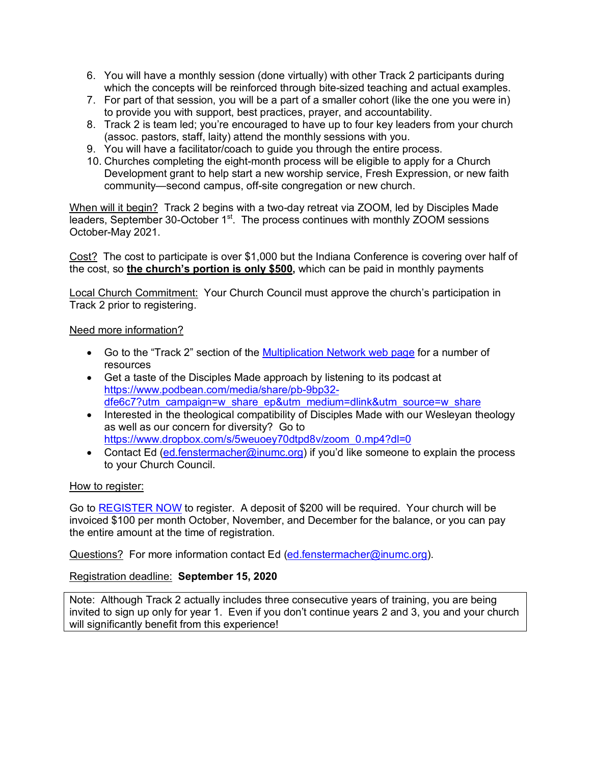6. You will have a monthly session (done virtually) with other Track 2 participants during which the concepts will be reinforced through bite-sized teaching and actual examples.
7. For part of that session, you will be a part of a smaller cohort (like the one you were in) to provide you with support, best practices, prayer, and accountability.
8. Track 2 is team led; you're encouraged to have up to four key leaders from your church (assoc. pastors, staff, laity) attend the monthly sessions with you.
9. You will have a facilitator/coach to guide you through the entire process.
10. Churches completing the eight-month process will be eligible to apply for a Church Development grant to help start a new worship service, Fresh Expression, or new faith community—second campus, off-site congregation or new church.

When will it begin? Track 2 begins with a two-day retreat via ZOOM, led by Disciples Made leaders, September 30-October 1st. The process continues with monthly ZOOM sessions October-May 2021.

Cost? The cost to participate is over $1,000 but the Indiana Conference is covering over half of the cost, so **the church's portion is only $500,** which can be paid in monthly payments

Local Church Commitment: Your Church Council must approve the church's participation in Track 2 prior to registering.

Need more information?

- Go to the "Track 2" section of the Multiplication Network web page for a number of resources
- Get a taste of the Disciples Made approach by listening to its podcast at https://www.podbean.com/media/share/pb-9bp32-dfe6c7?utm_campaign=w_share_ep&utm_medium=dlink&utm_source=w_share
- Interested in the theological compatibility of Disciples Made with our Wesleyan theology as well as our concern for diversity? Go to https://www.dropbox.com/s/5weuoey70dtpd8v/zoom_0.mp4?dl=0
- Contact Ed (ed.fenstermacher@inumc.org) if you'd like someone to explain the process to your Church Council.

How to register:

Go to REGISTER NOW to register. A deposit of $200 will be required. Your church will be invoiced $100 per month October, November, and December for the balance, or you can pay the entire amount at the time of registration.

Questions? For more information contact Ed (ed.fenstermacher@inumc.org).

Registration deadline: **September 15, 2020**

Note: Although Track 2 actually includes three consecutive years of training, you are being invited to sign up only for year 1. Even if you don't continue years 2 and 3, you and your church will significantly benefit from this experience!